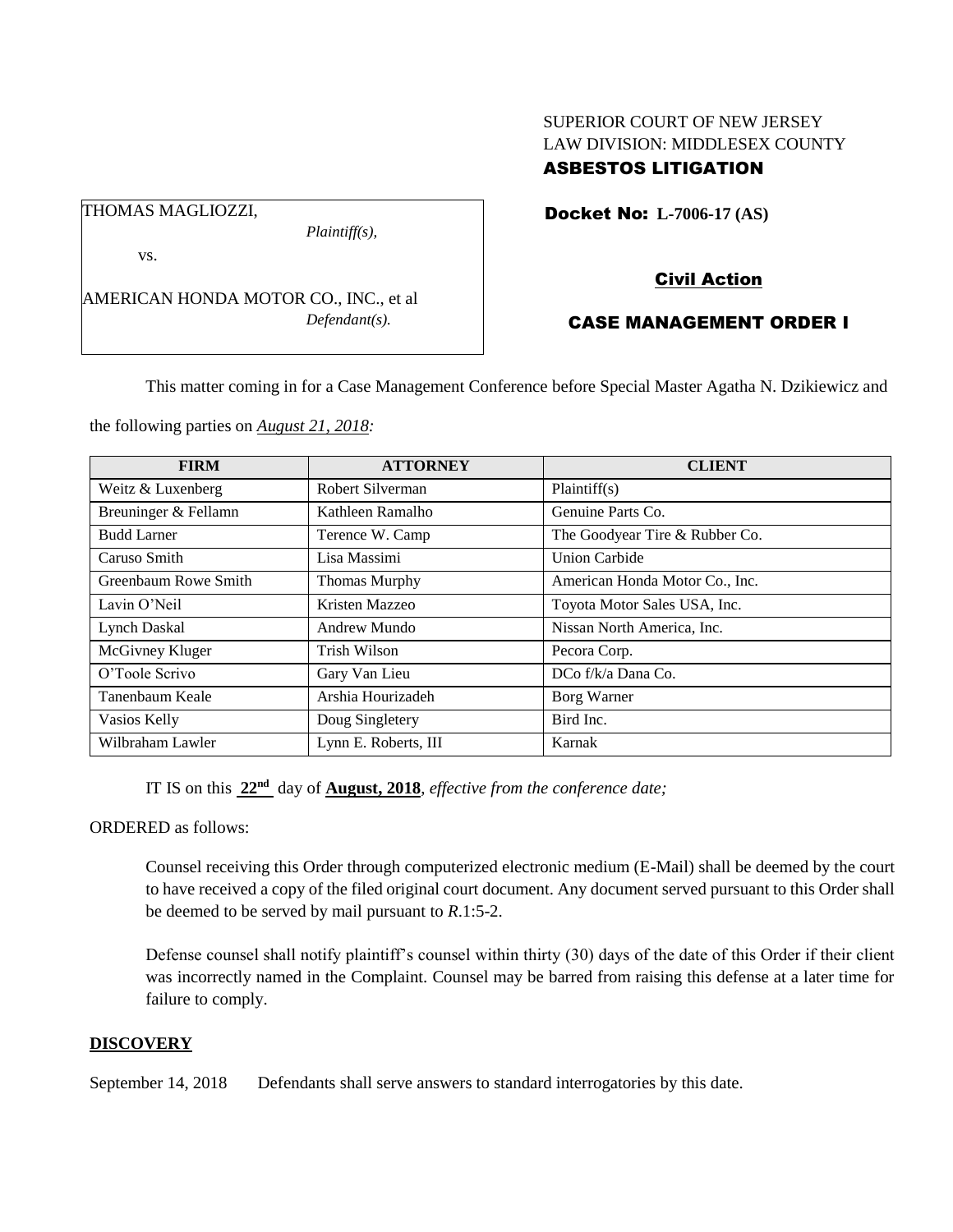SUPERIOR COURT OF NEW JERSEY
LAW DIVISION: MIDDLESEX COUNTY
**ASBESTOS LITIGATION**

THOMAS MAGLIOZZI,
*Plaintiff(s),*

vs.

AMERICAN HONDA MOTOR CO., INC., et al
*Defendant(s).*

**Docket No: L-7006-17 (AS)**

**Civil Action**

**CASE MANAGEMENT ORDER I**

This matter coming in for a Case Management Conference before Special Master Agatha N. Dzikiewicz and the following parties on *August 21, 2018:*

| FIRM | ATTORNEY | CLIENT |
|---|---|---|
| Weitz & Luxenberg | Robert Silverman | Plaintiff(s) |
| Breuninger & Fellamn | Kathleen Ramalho | Genuine Parts Co. |
| Budd Larner | Terence W. Camp | The Goodyear Tire & Rubber Co. |
| Caruso Smith | Lisa Massimi | Union Carbide |
| Greenbaum Rowe Smith | Thomas Murphy | American Honda Motor Co., Inc. |
| Lavin O'Neil | Kristen Mazzeo | Toyota Motor Sales USA, Inc. |
| Lynch Daskal | Andrew Mundo | Nissan North America, Inc. |
| McGivney Kluger | Trish Wilson | Pecora Corp. |
| O'Toole Scrivo | Gary Van Lieu | DCo f/k/a Dana Co. |
| Tanenbaum Keale | Arshia Hourizadeh | Borg Warner |
| Vasios Kelly | Doug Singletery | Bird Inc. |
| Wilbraham Lawler | Lynn E. Roberts, III | Karnak |

IT IS on this **22nd** day of **August, 2018**, *effective from the conference date;*

ORDERED as follows:

Counsel receiving this Order through computerized electronic medium (E-Mail) shall be deemed by the court to have received a copy of the filed original court document. Any document served pursuant to this Order shall be deemed to be served by mail pursuant to *R*.1:5-2.

Defense counsel shall notify plaintiff's counsel within thirty (30) days of the date of this Order if their client was incorrectly named in the Complaint. Counsel may be barred from raising this defense at a later time for failure to comply.

**DISCOVERY**

September 14, 2018 Defendants shall serve answers to standard interrogatories by this date.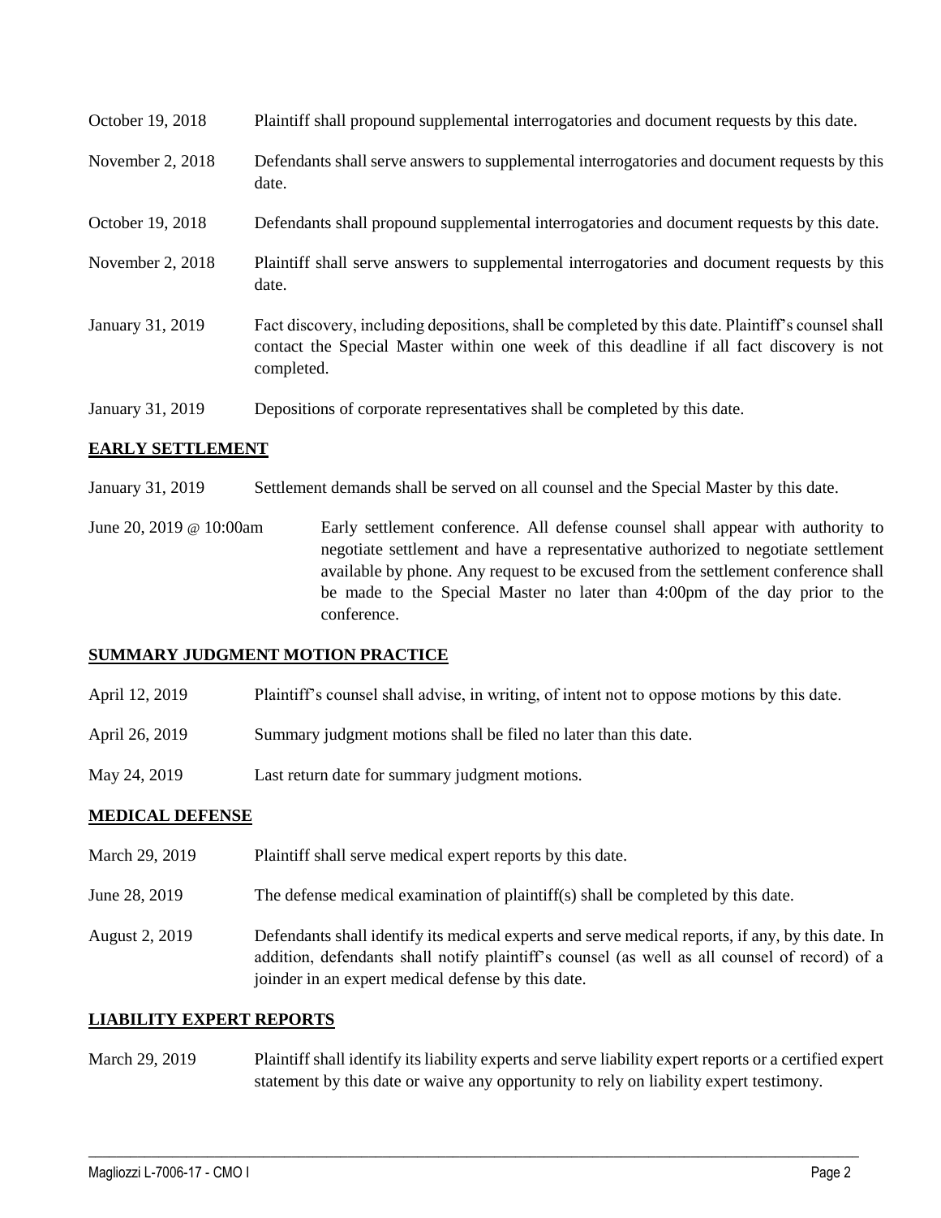| | |
|---|---|
| October 19, 2018 | Plaintiff shall propound supplemental interrogatories and document requests by this date. |
| November 2, 2018 | Defendants shall serve answers to supplemental interrogatories and document requests by this date. |
| October 19, 2018 | Defendants shall propound supplemental interrogatories and document requests by this date. |
| November 2, 2018 | Plaintiff shall serve answers to supplemental interrogatories and document requests by this date. |
| January 31, 2019 | Fact discovery, including depositions, shall be completed by this date. Plaintiff's counsel shall contact the Special Master within one week of this deadline if all fact discovery is not completed. |
| January 31, 2019 | Depositions of corporate representatives shall be completed by this date. |

## EARLY SETTLEMENT

| | |
|---|---|
| January 31, 2019 | Settlement demands shall be served on all counsel and the Special Master by this date. |
| June 20, 2019 @ 10:00am | Early settlement conference. All defense counsel shall appear with authority to negotiate settlement and have a representative authorized to negotiate settlement available by phone. Any request to be excused from the settlement conference shall be made to the Special Master no later than 4:00pm of the day prior to the conference. |

## SUMMARY JUDGMENT MOTION PRACTICE

| | |
|---|---|
| April 12, 2019 | Plaintiff's counsel shall advise, in writing, of intent not to oppose motions by this date. |
| April 26, 2019 | Summary judgment motions shall be filed no later than this date. |
| May 24, 2019 | Last return date for summary judgment motions. |

## MEDICAL DEFENSE

| | |
|---|---|
| March 29, 2019 | Plaintiff shall serve medical expert reports by this date. |
| June 28, 2019 | The defense medical examination of plaintiff(s) shall be completed by this date. |
| August 2, 2019 | Defendants shall identify its medical experts and serve medical reports, if any, by this date. In addition, defendants shall notify plaintiff's counsel (as well as all counsel of record) of a joinder in an expert medical defense by this date. |

## LIABILITY EXPERT REPORTS

| | |
|---|---|
| March 29, 2019 | Plaintiff shall identify its liability experts and serve liability expert reports or a certified expert statement by this date or waive any opportunity to rely on liability expert testimony. |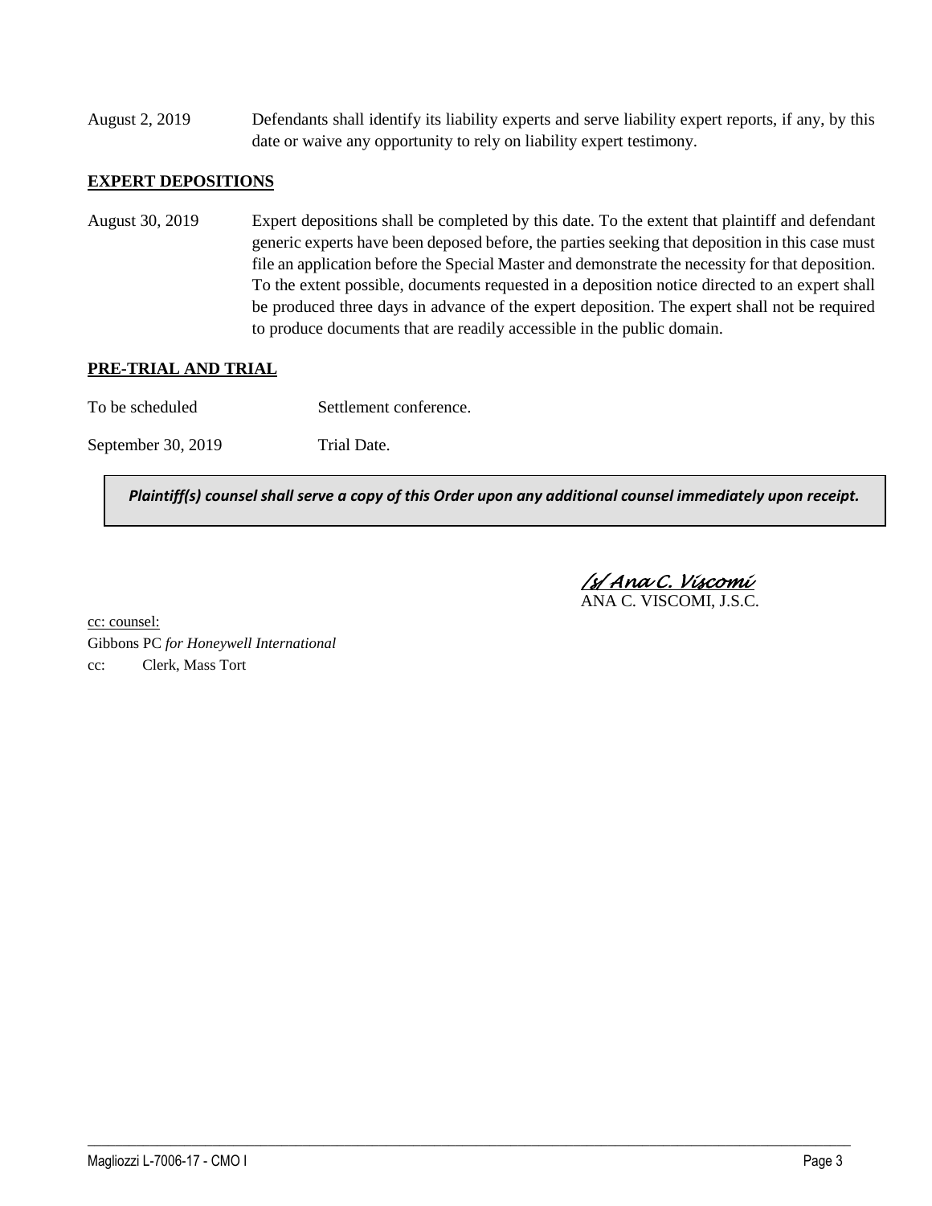August 2, 2019 Defendants shall identify its liability experts and serve liability expert reports, if any, by this date or waive any opportunity to rely on liability expert testimony.

**EXPERT DEPOSITIONS**

August 30, 2019 Expert depositions shall be completed by this date. To the extent that plaintiff and defendant generic experts have been deposed before, the parties seeking that deposition in this case must file an application before the Special Master and demonstrate the necessity for that deposition. To the extent possible, documents requested in a deposition notice directed to an expert shall be produced three days in advance of the expert deposition. The expert shall not be required to produce documents that are readily accessible in the public domain.

**PRE-TRIAL AND TRIAL**

To be scheduled Settlement conference.

September 30, 2019 Trial Date.

***Plaintiff(s) counsel shall serve a copy of this Order upon any additional counsel immediately upon receipt.***

/s/ Ana C. Viscomi
ANA C. VISCOMI, J.S.C.

cc: counsel:
Gibbons PC *for Honeywell International*
cc: Clerk, Mass Tort